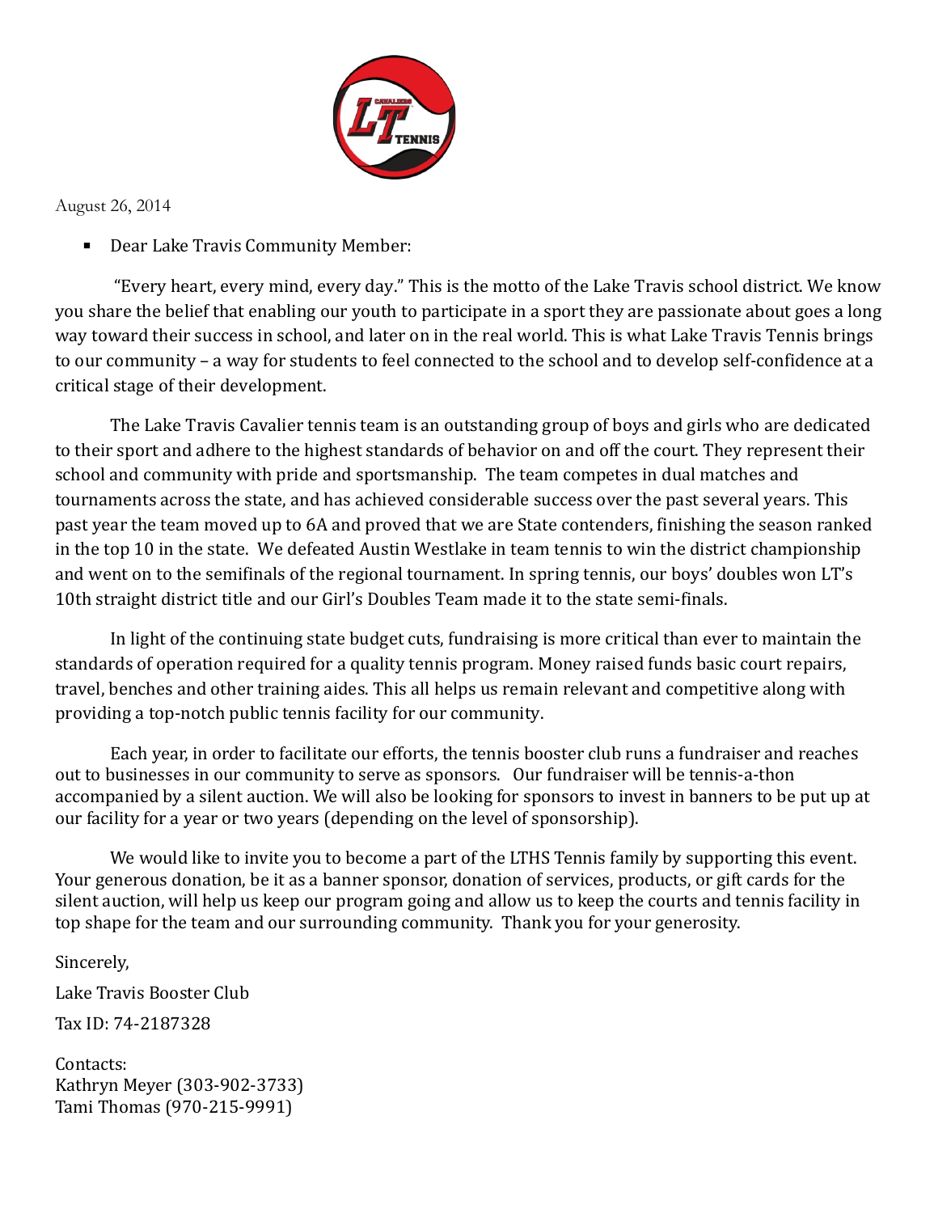August 26, 2014

- Dear Lake Travis Community Member:

"Every heart, every mind, every day." This is the motto of the Lake Travis school district. We know you share the belief that enabling our youth to participate in a sport they are passionate about goes a long way toward their success in school, and later on in the real world. This is what Lake Travis Tennis brings to our community – a way for students to feel connected to the school and to develop self-confidence at a critical stage of their development.

The Lake Travis Cavalier tennis team is an outstanding group of boys and girls who are dedicated to their sport and adhere to the highest standards of behavior on and off the court. They represent their school and community with pride and sportsmanship. The team competes in dual matches and tournaments across the state, and has achieved considerable success over the past several years. This past year the team moved up to 6A and proved that we are State contenders, finishing the season ranked in the top 10 in the state. We defeated Austin Westlake in team tennis to win the district championship and went on to the semifinals of the regional tournament. In spring tennis, our boys' doubles won LT's 10th straight district title and our Girl's Doubles Team made it to the state semi-finals.

In light of the continuing state budget cuts, fundraising is more critical than ever to maintain the standards of operation required for a quality tennis program. Money raised funds basic court repairs, travel, benches and other training aides. This all helps us remain relevant and competitive along with providing a top-notch public tennis facility for our community.

Each year, in order to facilitate our efforts, the tennis booster club runs a fundraiser and reaches out to businesses in our community to serve as sponsors. Our fundraiser will be tennis-a-thon accompanied by a silent auction. We will also be looking for sponsors to invest in banners to be put up at our facility for a year or two years (depending on the level of sponsorship).

We would like to invite you to become a part of the LTHS Tennis family by supporting this event. Your generous donation, be it as a banner sponsor, donation of services, products, or gift cards for the silent auction, will help us keep our program going and allow us to keep the courts and tennis facility in top shape for the team and our surrounding community. Thank you for your generosity.

Sincerely,

Lake Travis Booster Club

Tax ID: 74-2187328

Contacts:
Kathryn Meyer (303-902-3733)
Tami Thomas (970-215-9991)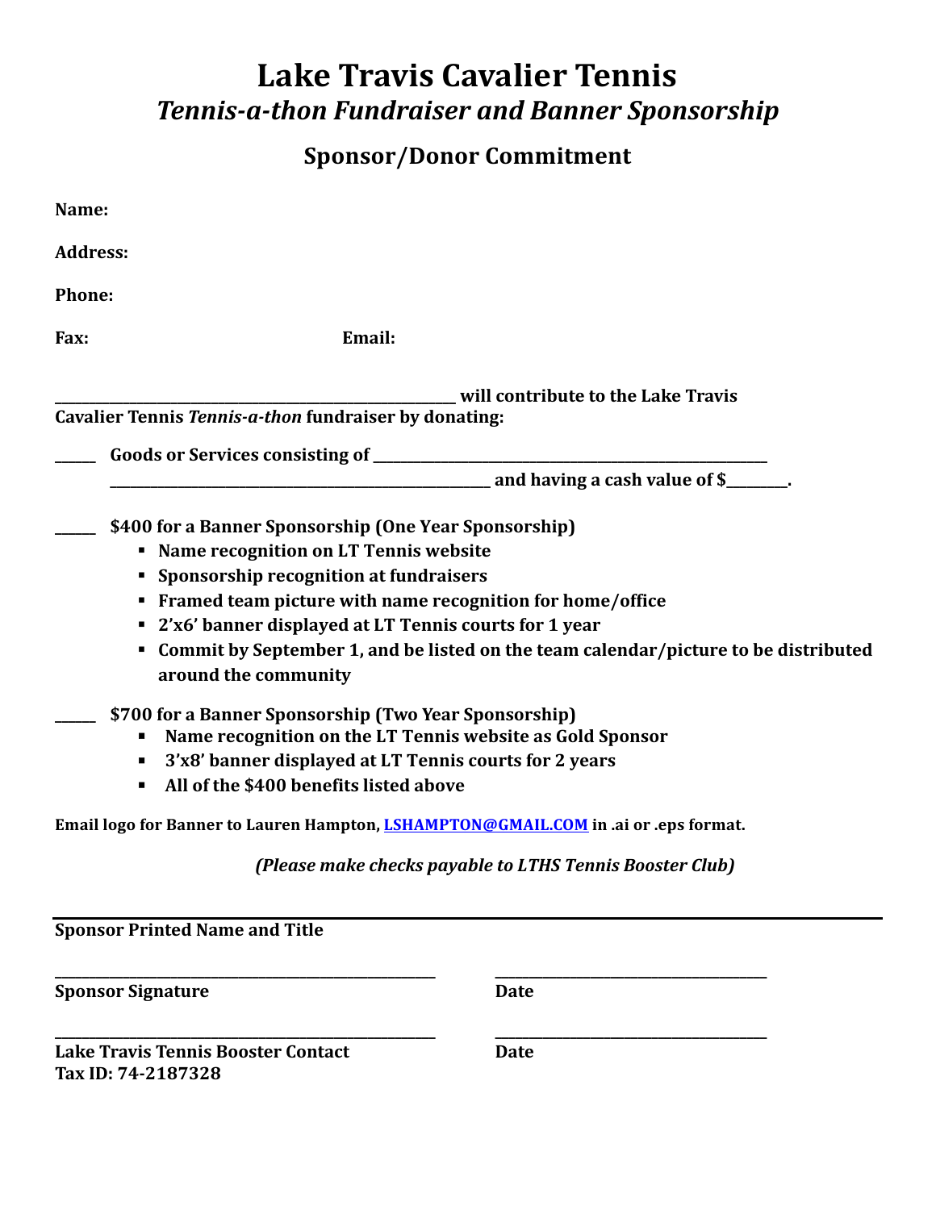# Lake Travis Cavalier Tennis

## *Tennis-a-thon Fundraiser and Banner Sponsorship*

### Sponsor/Donor Commitment

**Name:**

**Address:**

**Phone:**

**Fax:** **Email:**

**_______________________________________________ will contribute to the Lake Travis Cavalier Tennis *Tennis-a-thon* fundraiser by donating:**

**_____ Goods or Services consisting of ______________________________________________ ______________________________________________ and having a cash value of $________.**

**_____ $400 for a Banner Sponsorship (One Year Sponsorship)**

- **Name recognition on LT Tennis website**
- **Sponsorship recognition at fundraisers**
- **Framed team picture with name recognition for home/office**
- **2'x6' banner displayed at LT Tennis courts for 1 year**
- **Commit by September 1, and be listed on the team calendar/picture to be distributed around the community**

**_____ $700 for a Banner Sponsorship (Two Year Sponsorship)**

- **Name recognition on the LT Tennis website as Gold Sponsor**
- **3'x8' banner displayed at LT Tennis courts for 2 years**
- **All of the $400 benefits listed above**

**Email logo for Banner to Lauren Hampton, [LSHAMPTON@GMAIL.COM](mailto:LSHAMPTON@GMAIL.COM) in .ai or .eps format.**

***(Please make checks payable to LTHS Tennis Booster Club)***

---

**Sponsor Printed Name and Title**

______________________________________________ ________________________________

**Sponsor Signature** **Date**

______________________________________________ ________________________________

**Lake Travis Tennis Booster Contact** **Date**

**Tax ID: 74-2187328**